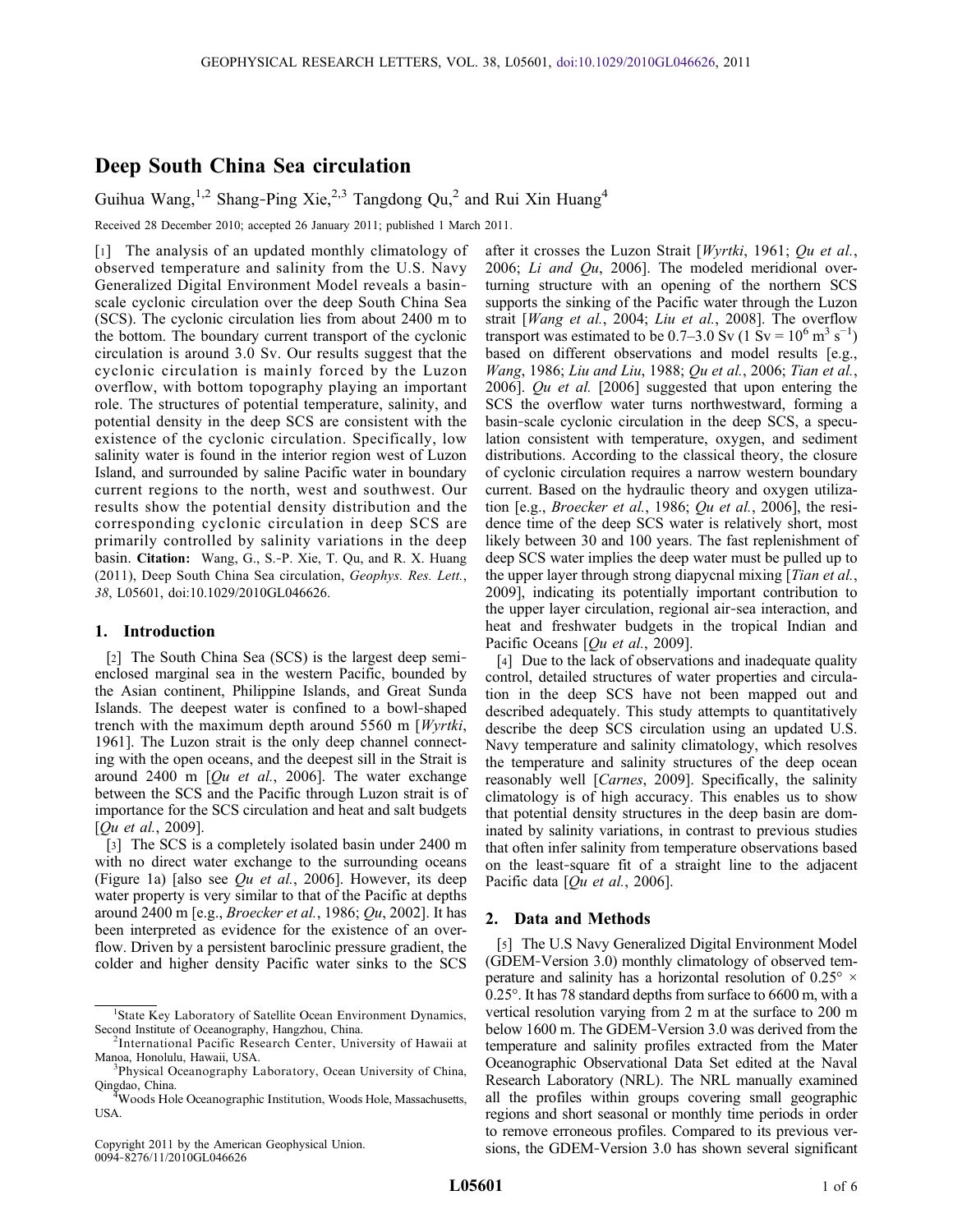# Deep South China Sea circulation

Guihua Wang,[1,2] Shang-Ping Xie,[2,3] Tangdong Qu,[2] and Rui Xin Huang[4]

Received 28 December 2010; accepted 26 January 2011; published 1 March 2011.

[1] The analysis of an updated monthly climatology of observed temperature and salinity from the U.S. Navy Generalized Digital Environment Model reveals a basin-scale cyclonic circulation over the deep South China Sea (SCS). The cyclonic circulation lies from about 2400 m to the bottom. The boundary current transport of the cyclonic circulation is around 3.0 Sv. Our results suggest that the cyclonic circulation is mainly forced by the Luzon overflow, with bottom topography playing an important role. The structures of potential temperature, salinity, and potential density in the deep SCS are consistent with the existence of the cyclonic circulation. Specifically, low salinity water is found in the interior region west of Luzon Island, and surrounded by saline Pacific water in boundary current regions to the north, west and southwest. Our results show the potential density distribution and the corresponding cyclonic circulation in deep SCS are primarily controlled by salinity variations in the deep basin. **Citation:** Wang, G., S.-P. Xie, T. Qu, and R. X. Huang (2011), Deep South China Sea circulation, *Geophys. Res. Lett.*, *38*, L05601, doi:10.1029/2010GL046626.

## 1. Introduction

[2] The South China Sea (SCS) is the largest deep semi-enclosed marginal sea in the western Pacific, bounded by the Asian continent, Philippine Islands, and Great Sunda Islands. The deepest water is confined to a bowl-shaped trench with the maximum depth around 5560 m [*Wyrtki*, 1961]. The Luzon strait is the only deep channel connecting with the open oceans, and the deepest sill in the Strait is around 2400 m [*Qu et al.*, 2006]. The water exchange between the SCS and the Pacific through Luzon strait is of importance for the SCS circulation and heat and salt budgets [*Qu et al.*, 2009].

[3] The SCS is a completely isolated basin under 2400 m with no direct water exchange to the surrounding oceans (Figure 1a) [also see *Qu et al.*, 2006]. However, its deep water property is very similar to that of the Pacific at depths around 2400 m [e.g., *Broecker et al.*, 1986; *Qu*, 2002]. It has been interpreted as evidence for the existence of an overflow. Driven by a persistent baroclinic pressure gradient, the colder and higher density Pacific water sinks to the SCS after it crosses the Luzon Strait [*Wyrtki*, 1961; *Qu et al.*, 2006; *Li and Qu*, 2006]. The modeled meridional overturning structure with an opening of the northern SCS supports the sinking of the Pacific water through the Luzon strait [*Wang et al.*, 2004; *Liu et al.*, 2008]. The overflow transport was estimated to be 0.7–3.0 Sv (1 Sv = $10^6$ $m^3$ $s^{-1}$) based on different observations and model results [e.g., *Wang*, 1986; *Liu and Liu*, 1988; *Qu et al.*, 2006; *Tian et al.*, 2006]. *Qu et al.* [2006] suggested that upon entering the SCS the overflow water turns northwestward, forming a basin-scale cyclonic circulation in the deep SCS, a speculation consistent with temperature, oxygen, and sediment distributions. According to the classical theory, the closure of cyclonic circulation requires a narrow western boundary current. Based on the hydraulic theory and oxygen utilization [e.g., *Broecker et al.*, 1986; *Qu et al.*, 2006], the residence time of the deep SCS water is relatively short, most likely between 30 and 100 years. The fast replenishment of deep SCS water implies the deep water must be pulled up to the upper layer through strong diapycnal mixing [*Tian et al.*, 2009], indicating its potentially important contribution to the upper layer circulation, regional air-sea interaction, and heat and freshwater budgets in the tropical Indian and Pacific Oceans [*Qu et al.*, 2009].

[4] Due to the lack of observations and inadequate quality control, detailed structures of water properties and circulation in the deep SCS have not been mapped out and described adequately. This study attempts to quantitatively describe the deep SCS circulation using an updated U.S. Navy temperature and salinity climatology, which resolves the temperature and salinity structures of the deep ocean reasonably well [*Carnes*, 2009]. Specifically, the salinity climatology is of high accuracy. This enables us to show that potential density structures in the deep basin are dominated by salinity variations, in contrast to previous studies that often infer salinity from temperature observations based on the least-square fit of a straight line to the adjacent Pacific data [*Qu et al.*, 2006].

## 2. Data and Methods

[5] The U.S Navy Generalized Digital Environment Model (GDEM-Version 3.0) monthly climatology of observed temperature and salinity has a horizontal resolution of 0.25° × 0.25°. It has 78 standard depths from surface to 6600 m, with a vertical resolution varying from 2 m at the surface to 200 m below 1600 m. The GDEM-Version 3.0 was derived from the temperature and salinity profiles extracted from the Mater Oceanographic Observational Data Set edited at the Naval Research Laboratory (NRL). The NRL manually examined all the profiles within groups covering small geographic regions and short seasonal or monthly time periods in order to remove erroneous profiles. Compared to its previous versions, the GDEM-Version 3.0 has shown several significant

---

[1]State Key Laboratory of Satellite Ocean Environment Dynamics, Second Institute of Oceanography, Hangzhou, China.

[2]International Pacific Research Center, University of Hawaii at Manoa, Honolulu, Hawaii, USA.

[3]Physical Oceanography Laboratory, Ocean University of China, Qingdao, China.

[4]Woods Hole Oceanographic Institution, Woods Hole, Massachusetts, USA.

Copyright 2011 by the American Geophysical Union.
0094-8276/11/2010GL046626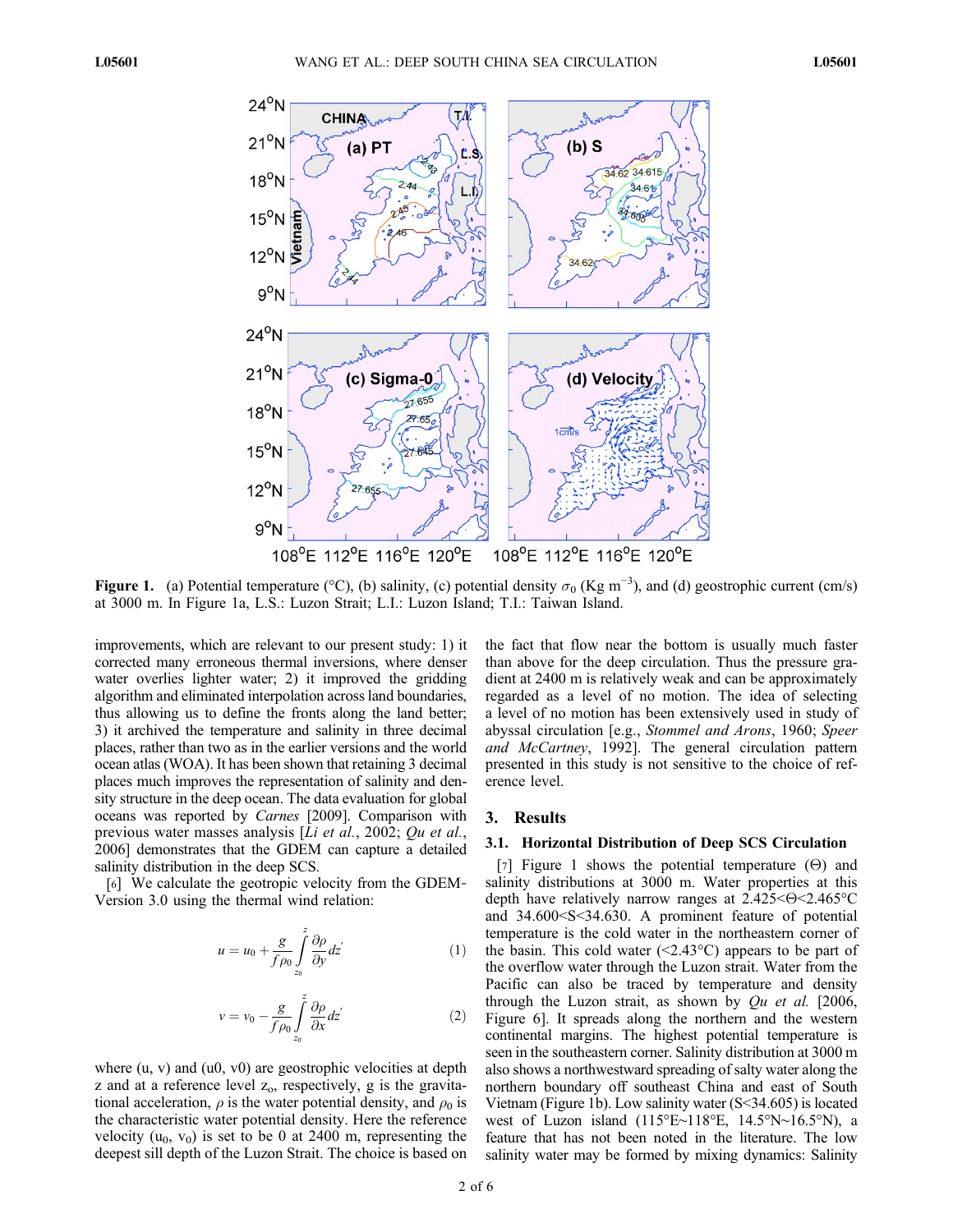Figure 1. (a) Potential temperature (°C), (b) salinity, (c) potential density $\sigma_0$ (Kg m$^{-3}$), and (d) geostrophic current (cm/s) at 3000 m. In Figure 1a, L.S.: Luzon Strait; L.I.: Luzon Island; T.I.: Taiwan Island.

improvements, which are relevant to our present study: 1) it corrected many erroneous thermal inversions, where denser water overlies lighter water; 2) it improved the gridding algorithm and eliminated interpolation across land boundaries, thus allowing us to define the fronts along the land better; 3) it archived the temperature and salinity in three decimal places, rather than two as in the earlier versions and the world ocean atlas (WOA). It has been shown that retaining 3 decimal places much improves the representation of salinity and density structure in the deep ocean. The data evaluation for global oceans was reported by *Carnes* [2009]. Comparison with previous water masses analysis [*Li et al.*, 2002; *Qu et al.*, 2006] demonstrates that the GDEM can capture a detailed salinity distribution in the deep SCS.

[6] We calculate the geotropic velocity from the GDEM-Version 3.0 using the thermal wind relation:

$$u = u_0 + \frac{g}{f\rho_0}\int_{z_0}^{z} \frac{\partial \rho}{\partial y} dz' \tag{1}$$

$$v = v_0 - \frac{g}{f\rho_0}\int_{z_0}^{z} \frac{\partial \rho}{\partial x} dz' \tag{2}$$

where (u, v) and (u0, v0) are geostrophic velocities at depth z and at a reference level $z_o$, respectively, g is the gravitational acceleration, $\rho$ is the water potential density, and $\rho_0$ is the characteristic water potential density. Here the reference velocity ($u_0$, $v_0$) is set to be 0 at 2400 m, representing the deepest sill depth of the Luzon Strait. The choice is based on the fact that flow near the bottom is usually much faster than above for the deep circulation. Thus the pressure gradient at 2400 m is relatively weak and can be approximately regarded as a level of no motion. The idea of selecting a level of no motion has been extensively used in study of abyssal circulation [e.g., *Stommel and Arons*, 1960; *Speer and McCartney*, 1992]. The general circulation pattern presented in this study is not sensitive to the choice of reference level.

## 3. Results

### 3.1. Horizontal Distribution of Deep SCS Circulation

[7] Figure 1 shows the potential temperature ($\Theta$) and salinity distributions at 3000 m. Water properties at this depth have relatively narrow ranges at 2.425<$\Theta$<2.465°C and 34.600<S<34.630. A prominent feature of potential temperature is the cold water in the northeastern corner of the basin. This cold water (<2.43°C) appears to be part of the overflow water through the Luzon strait. Water from the Pacific can also be traced by temperature and density through the Luzon strait, as shown by *Qu et al.* [2006, Figure 6]. It spreads along the northern and the western continental margins. The highest potential temperature is seen in the southeastern corner. Salinity distribution at 3000 m also shows a northwestward spreading of salty water along the northern boundary off southeast China and east of South Vietnam (Figure 1b). Low salinity water (S<34.605) is located west of Luzon island (115°E~118°E, 14.5°N~16.5°N), a feature that has not been noted in the literature. The low salinity water may be formed by mixing dynamics: Salinity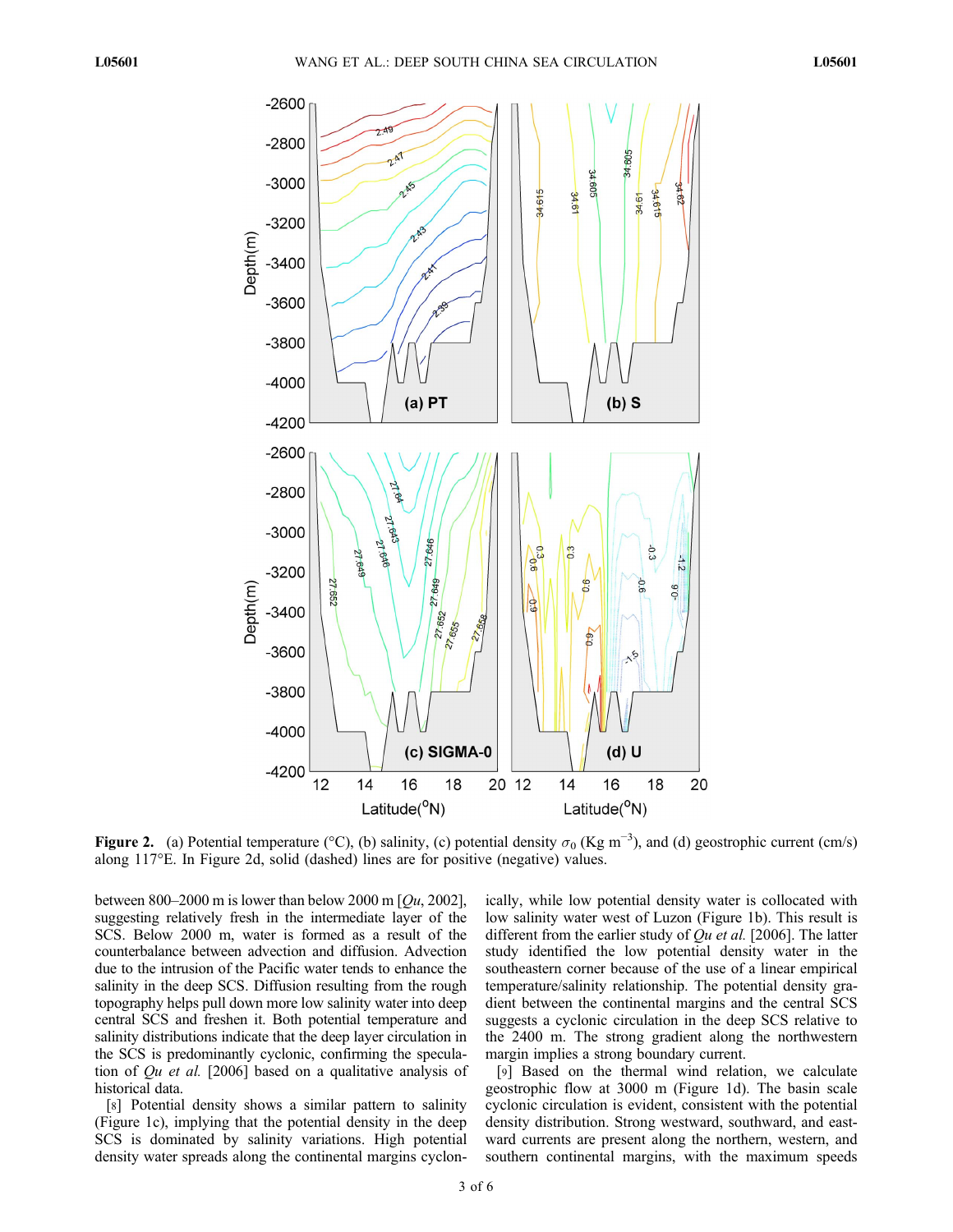**Figure 2.** (a) Potential temperature (°C), (b) salinity, (c) potential density $\sigma_0$ (Kg m$^{-3}$), and (d) geostrophic current (cm/s) along 117°E. In Figure 2d, solid (dashed) lines are for positive (negative) values.

between 800–2000 m is lower than below 2000 m [*Qu*, 2002], suggesting relatively fresh in the intermediate layer of the SCS. Below 2000 m, water is formed as a result of the counterbalance between advection and diffusion. Advection due to the intrusion of the Pacific water tends to enhance the salinity in the deep SCS. Diffusion resulting from the rough topography helps pull down more low salinity water into deep central SCS and freshen it. Both potential temperature and salinity distributions indicate that the deep layer circulation in the SCS is predominantly cyclonic, confirming the speculation of *Qu et al.* [2006] based on a qualitative analysis of historical data.

[8] Potential density shows a similar pattern to salinity (Figure 1c), implying that the potential density in the deep SCS is dominated by salinity variations. High potential density water spreads along the continental margins cyclonically, while low potential density water is collocated with low salinity water west of Luzon (Figure 1b). This result is different from the earlier study of *Qu et al.* [2006]. The latter study identified the low potential density water in the southeastern corner because of the use of a linear empirical temperature/salinity relationship. The potential density gradient between the continental margins and the central SCS suggests a cyclonic circulation in the deep SCS relative to the 2400 m. The strong gradient along the northwestern margin implies a strong boundary current.

[9] Based on the thermal wind relation, we calculate geostrophic flow at 3000 m (Figure 1d). The basin scale cyclonic circulation is evident, consistent with the potential density distribution. Strong westward, southward, and eastward currents are present along the northern, western, and southern continental margins, with the maximum speeds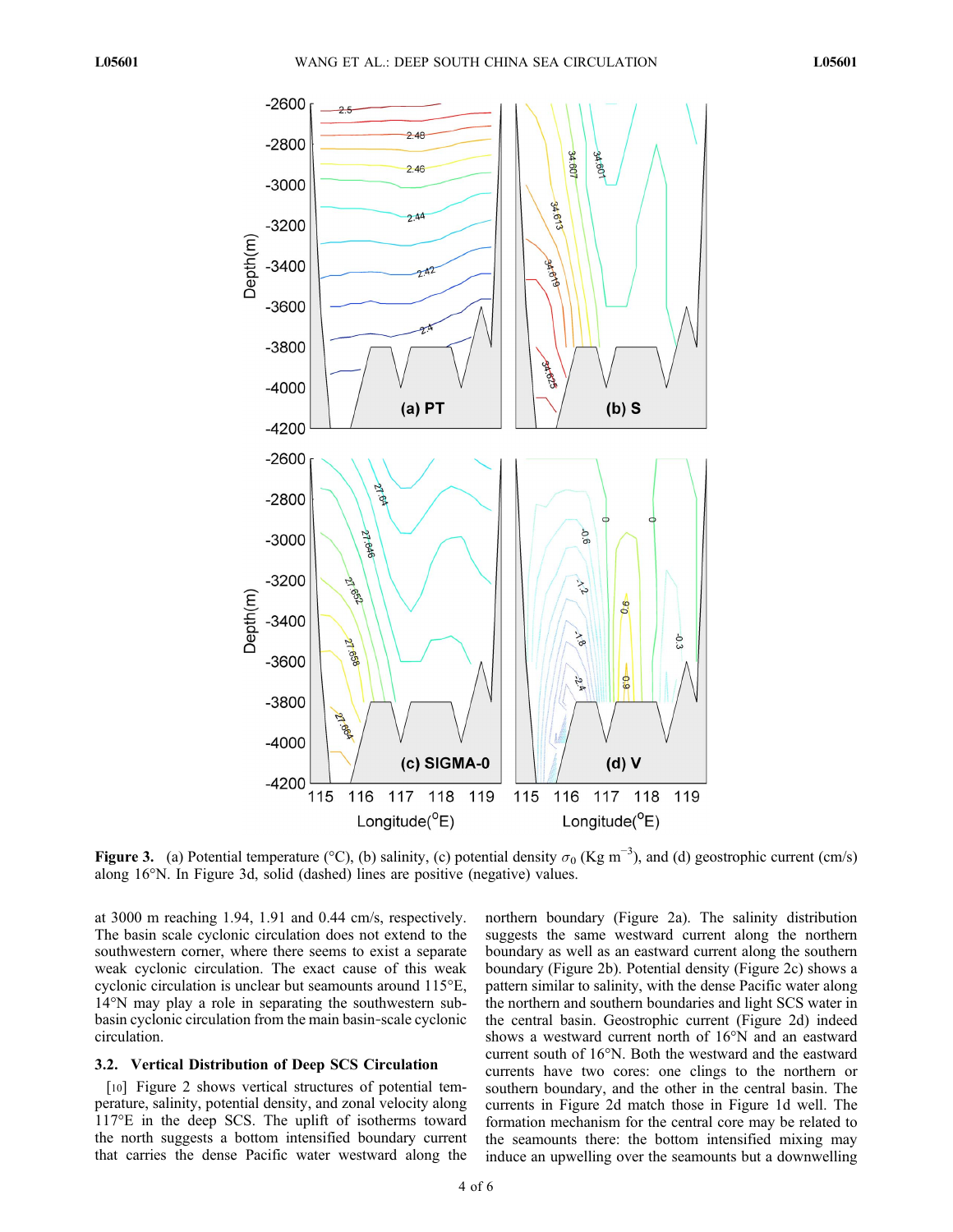**Figure 3.** (a) Potential temperature (°C), (b) salinity, (c) potential density $\sigma_0$ (Kg m$^{-3}$), and (d) geostrophic current (cm/s) along 16°N. In Figure 3d, solid (dashed) lines are positive (negative) values.

at 3000 m reaching 1.94, 1.91 and 0.44 cm/s, respectively. The basin scale cyclonic circulation does not extend to the southwestern corner, where there seems to exist a separate weak cyclonic circulation. The exact cause of this weak cyclonic circulation is unclear but seamounts around 115°E, 14°N may play a role in separating the southwestern sub-basin cyclonic circulation from the main basin-scale cyclonic circulation.

### 3.2. Vertical Distribution of Deep SCS Circulation

[10] Figure 2 shows vertical structures of potential temperature, salinity, potential density, and zonal velocity along 117°E in the deep SCS. The uplift of isotherms toward the north suggests a bottom intensified boundary current that carries the dense Pacific water westward along the northern boundary (Figure 2a). The salinity distribution suggests the same westward current along the northern boundary as well as an eastward current along the southern boundary (Figure 2b). Potential density (Figure 2c) shows a pattern similar to salinity, with the dense Pacific water along the northern and southern boundaries and light SCS water in the central basin. Geostrophic current (Figure 2d) indeed shows a westward current north of 16°N and an eastward current south of 16°N. Both the westward and the eastward currents have two cores: one clings to the northern or southern boundary, and the other in the central basin. The currents in Figure 2d match those in Figure 1d well. The formation mechanism for the central core may be related to the seamounts there: the bottom intensified mixing may induce an upwelling over the seamounts but a downwelling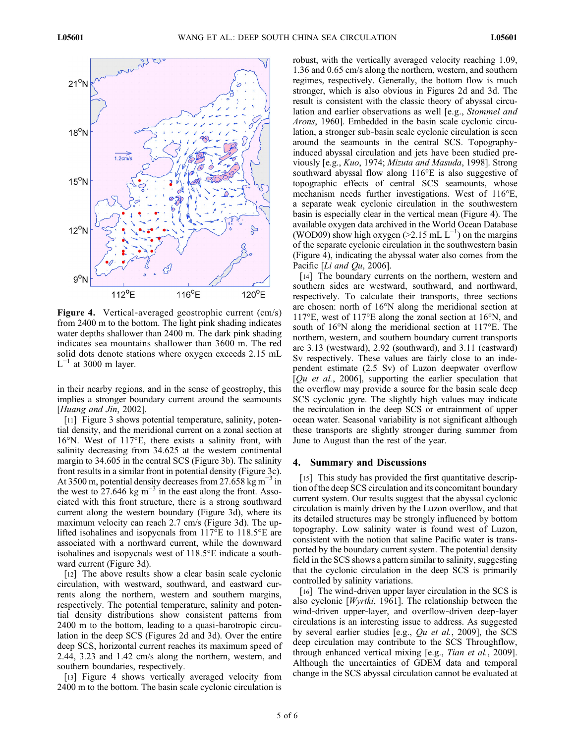Figure 4. Vertical-averaged geostrophic current (cm/s) from 2400 m to the bottom. The light pink shading indicates water depths shallower than 2400 m. The dark pink shading indicates sea mountains shallower than 3600 m. The red solid dots denote stations where oxygen exceeds 2.15 mL $L^{-1}$ at 3000 m layer.

in their nearby regions, and in the sense of geostrophy, this implies a stronger boundary current around the seamounts [*Huang and Jin*, 2002].

[11] Figure 3 shows potential temperature, salinity, potential density, and the meridional current on a zonal section at 16°N. West of 117°E, there exists a salinity front, with salinity decreasing from 34.625 at the western continental margin to 34.605 in the central SCS (Figure 3b). The salinity front results in a similar front in potential density (Figure 3c). At 3500 m, potential density decreases from 27.658 kg $m^{-3}$ in the west to 27.646 kg $m^{-3}$ in the east along the front. Associated with this front structure, there is a strong southward current along the western boundary (Figure 3d), where its maximum velocity can reach 2.7 cm/s (Figure 3d). The uplifted isohalines and isopycnals from 117°E to 118.5°E are associated with a northward current, while the downward isohalines and isopycnals west of 118.5°E indicate a southward current (Figure 3d).

[12] The above results show a clear basin scale cyclonic circulation, with westward, southward, and eastward currents along the northern, western and southern margins, respectively. The potential temperature, salinity and potential density distributions show consistent patterns from 2400 m to the bottom, leading to a quasi-barotropic circulation in the deep SCS (Figures 2d and 3d). Over the entire deep SCS, horizontal current reaches its maximum speed of 2.44, 3.23 and 1.42 cm/s along the northern, western, and southern boundaries, respectively.

[13] Figure 4 shows vertically averaged velocity from 2400 m to the bottom. The basin scale cyclonic circulation is robust, with the vertically averaged velocity reaching 1.09, 1.36 and 0.65 cm/s along the northern, western, and southern regimes, respectively. Generally, the bottom flow is much stronger, which is also obvious in Figures 2d and 3d. The result is consistent with the classic theory of abyssal circulation and earlier observations as well [e.g., *Stommel and Arons*, 1960]. Embedded in the basin scale cyclonic circulation, a stronger sub-basin scale cyclonic circulation is seen around the seamounts in the central SCS. Topography-induced abyssal circulation and jets have been studied previously [e.g., *Kuo*, 1974; *Mizuta and Masuda*, 1998]. Strong southward abyssal flow along 116°E is also suggestive of topographic effects of central SCS seamounts, whose mechanism needs further investigations. West of 116°E, a separate weak cyclonic circulation in the southwestern basin is especially clear in the vertical mean (Figure 4). The available oxygen data archived in the World Ocean Database (WOD09) show high oxygen (>2.15 mL $L^{-1}$) on the margins of the separate cyclonic circulation in the southwestern basin (Figure 4), indicating the abyssal water also comes from the Pacific [*Li and Qu*, 2006].

[14] The boundary currents on the northern, western and southern sides are westward, southward, and northward, respectively. To calculate their transports, three sections are chosen: north of 16°N along the meridional section at 117°E, west of 117°E along the zonal section at 16°N, and south of 16°N along the meridional section at 117°E. The northern, western, and southern boundary current transports are 3.13 (westward), 2.92 (southward), and 3.11 (eastward) Sv respectively. These values are fairly close to an independent estimate (2.5 Sv) of Luzon deepwater overflow [*Qu et al.*, 2006], supporting the earlier speculation that the overflow may provide a source for the basin scale deep SCS cyclonic gyre. The slightly high values may indicate the recirculation in the deep SCS or entrainment of upper ocean water. Seasonal variability is not significant although these transports are slightly stronger during summer from June to August than the rest of the year.

## 4. Summary and Discussions

[15] This study has provided the first quantitative description of the deep SCS circulation and its concomitant boundary current system. Our results suggest that the abyssal cyclonic circulation is mainly driven by the Luzon overflow, and that its detailed structures may be strongly influenced by bottom topography. Low salinity water is found west of Luzon, consistent with the notion that saline Pacific water is transported by the boundary current system. The potential density field in the SCS shows a pattern similar to salinity, suggesting that the cyclonic circulation in the deep SCS is primarily controlled by salinity variations.

[16] The wind-driven upper layer circulation in the SCS is also cyclonic [*Wyrtki*, 1961]. The relationship between the wind-driven upper-layer, and overflow-driven deep-layer circulations is an interesting issue to address. As suggested by several earlier studies [e.g., *Qu et al.*, 2009], the SCS deep circulation may contribute to the SCS Throughflow, through enhanced vertical mixing [e.g., *Tian et al.*, 2009]. Although the uncertainties of GDEM data and temporal change in the SCS abyssal circulation cannot be evaluated at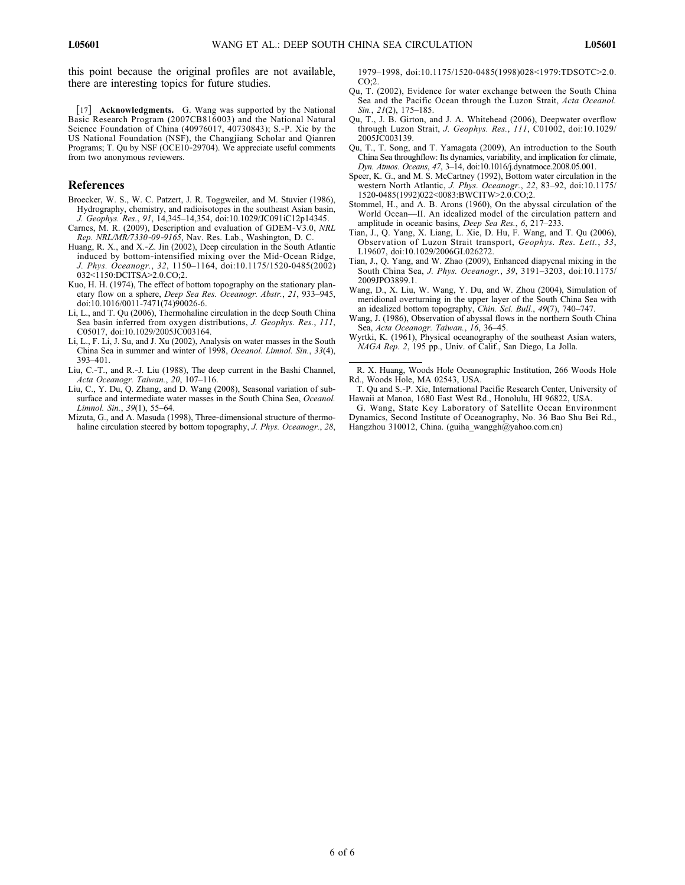this point because the original profiles are not available, there are interesting topics for future studies.

[17] **Acknowledgments.** G. Wang was supported by the National Basic Research Program (2007CB816003) and the National Natural Science Foundation of China (40976017, 40730843); S.-P. Xie by the US National Foundation (NSF), the Changjiang Scholar and Qianren Programs; T. Qu by NSF (OCE10-29704). We appreciate useful comments from two anonymous reviewers.

## References

Broecker, W. S., W. C. Patzert, J. R. Toggweiler, and M. Stuvier (1986), Hydrography, chemistry, and radioisotopes in the southeast Asian basin, *J. Geophys. Res.*, *91*, 14,345–14,354, doi:10.1029/JC091iC12p14345.

Carnes, M. R. (2009), Description and evaluation of GDEM-V3.0, *NRL Rep. NRL/MR/7330-09-9165*, Nav. Res. Lab., Washington, D. C.

Huang, R. X., and X.-Z. Jin (2002), Deep circulation in the South Atlantic induced by bottom-intensified mixing over the Mid-Ocean Ridge, *J. Phys. Oceanogr.*, *32*, 1150–1164, doi:10.1175/1520-0485(2002)032<1150:DCITSA>2.0.CO;2.

Kuo, H. H. (1974), The effect of bottom topography on the stationary planetary flow on a sphere, *Deep Sea Res. Oceanogr. Abstr.*, *21*, 933–945, doi:10.1016/0011-7471(74)90026-6.

Li, L., and T. Qu (2006), Thermohaline circulation in the deep South China Sea basin inferred from oxygen distributions, *J. Geophys. Res.*, *111*, C05017, doi:10.1029/2005JC003164.

Li, L., F. Li, J. Su, and J. Xu (2002), Analysis on water masses in the South China Sea in summer and winter of 1998, *Oceanol. Limnol. Sin.*, *33*(4), 393–401.

Liu, C.-T., and R.-J. Liu (1988), The deep current in the Bashi Channel, *Acta Oceanogr. Taiwan.*, *20*, 107–116.

Liu, C., Y. Du, Q. Zhang, and D. Wang (2008), Seasonal variation of subsurface and intermediate water masses in the South China Sea, *Oceanol. Limnol. Sin.*, *39*(1), 55–64.

Mizuta, G., and A. Masuda (1998), Three-dimensional structure of thermohaline circulation steered by bottom topography, *J. Phys. Oceanogr.*, *28*, 1979–1998, doi:10.1175/1520-0485(1998)028<1979:TDSOTC>2.0.CO;2.

Qu, T. (2002), Evidence for water exchange between the South China Sea and the Pacific Ocean through the Luzon Strait, *Acta Oceanol. Sin.*, *21*(2), 175–185.

Qu, T., J. B. Girton, and J. A. Whitehead (2006), Deepwater overflow through Luzon Strait, *J. Geophys. Res.*, *111*, C01002, doi:10.1029/2005JC003139.

Qu, T., T. Song, and T. Yamagata (2009), An introduction to the South China Sea throughflow: Its dynamics, variability, and implication for climate, *Dyn. Atmos. Oceans*, *47*, 3–14, doi:10.1016/j.dynatmoce.2008.05.001.

Speer, K. G., and M. S. McCartney (1992), Bottom water circulation in the western North Atlantic, *J. Phys. Oceanogr.*, *22*, 83–92, doi:10.1175/1520-0485(1992)022<0083:BWCITW>2.0.CO;2.

Stommel, H., and A. B. Arons (1960), On the abyssal circulation of the World Ocean—II. An idealized model of the circulation pattern and amplitude in oceanic basins, *Deep Sea Res.*, *6*, 217–233.

Tian, J., Q. Yang, X. Liang, L. Xie, D. Hu, F. Wang, and T. Qu (2006), Observation of Luzon Strait transport, *Geophys. Res. Lett.*, *33*, L19607, doi:10.1029/2006GL026272.

Tian, J., Q. Yang, and W. Zhao (2009), Enhanced diapycnal mixing in the South China Sea, *J. Phys. Oceanogr.*, *39*, 3191–3203, doi:10.1175/2009JPO3899.1.

Wang, D., X. Liu, W. Wang, Y. Du, and W. Zhou (2004), Simulation of meridional overturning in the upper layer of the South China Sea with an idealized bottom topography, *Chin. Sci. Bull.*, *49*(7), 740–747.

Wang, J. (1986), Observation of abyssal flows in the northern South China Sea, *Acta Oceanogr. Taiwan.*, *16*, 36–45.

Wyrtki, K. (1961), Physical oceanography of the southeast Asian waters, *NAGA Rep. 2*, 195 pp., Univ. of Calif., San Diego, La Jolla.

---

R. X. Huang, Woods Hole Oceanographic Institution, 266 Woods Hole Rd., Woods Hole, MA 02543, USA.

T. Qu and S.-P. Xie, International Pacific Research Center, University of Hawaii at Manoa, 1680 East West Rd., Honolulu, HI 96822, USA.

G. Wang, State Key Laboratory of Satellite Ocean Environment Dynamics, Second Institute of Oceanography, No. 36 Bao Shu Bei Rd., Hangzhou 310012, China. (guiha_wanggh@yahoo.com.cn)